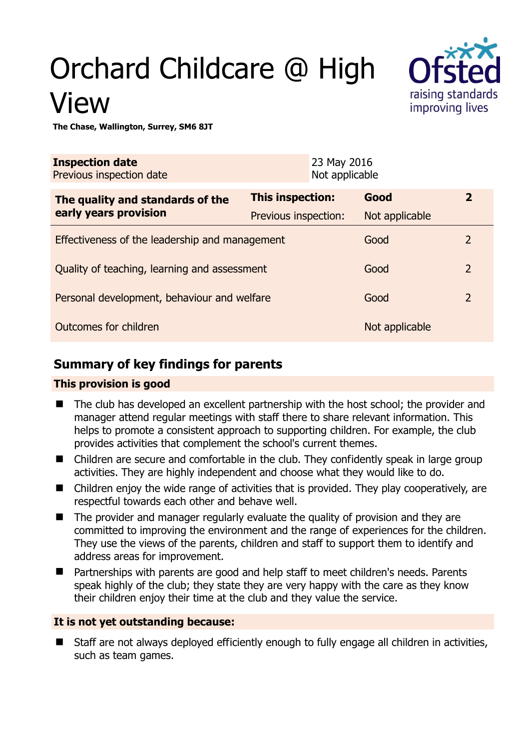# Orchard Childcare @ High View

**The Chase, Wallington, Surrey, SM6 8JT**

| **Inspection date** | 23 May 2016 |
|---|---|
| Previous inspection date | Not applicable |

| **The quality and standards of the early years provision** | **This inspection:** | **Good** | **2** |
|---|---|---|---|
| | Previous inspection: | Not applicable | |
| Effectiveness of the leadership and management | | Good | 2 |
| Quality of teaching, learning and assessment | | Good | 2 |
| Personal development, behaviour and welfare | | Good | 2 |
| Outcomes for children | | Not applicable | |

## Summary of key findings for parents

**This provision is good**

- The club has developed an excellent partnership with the host school; the provider and manager attend regular meetings with staff there to share relevant information. This helps to promote a consistent approach to supporting children. For example, the club provides activities that complement the school's current themes.
- Children are secure and comfortable in the club. They confidently speak in large group activities. They are highly independent and choose what they would like to do.
- Children enjoy the wide range of activities that is provided. They play cooperatively, are respectful towards each other and behave well.
- The provider and manager regularly evaluate the quality of provision and they are committed to improving the environment and the range of experiences for the children. They use the views of the parents, children and staff to support them to identify and address areas for improvement.
- Partnerships with parents are good and help staff to meet children's needs. Parents speak highly of the club; they state they are very happy with the care as they know their children enjoy their time at the club and they value the service.

**It is not yet outstanding because:**

- Staff are not always deployed efficiently enough to fully engage all children in activities, such as team games.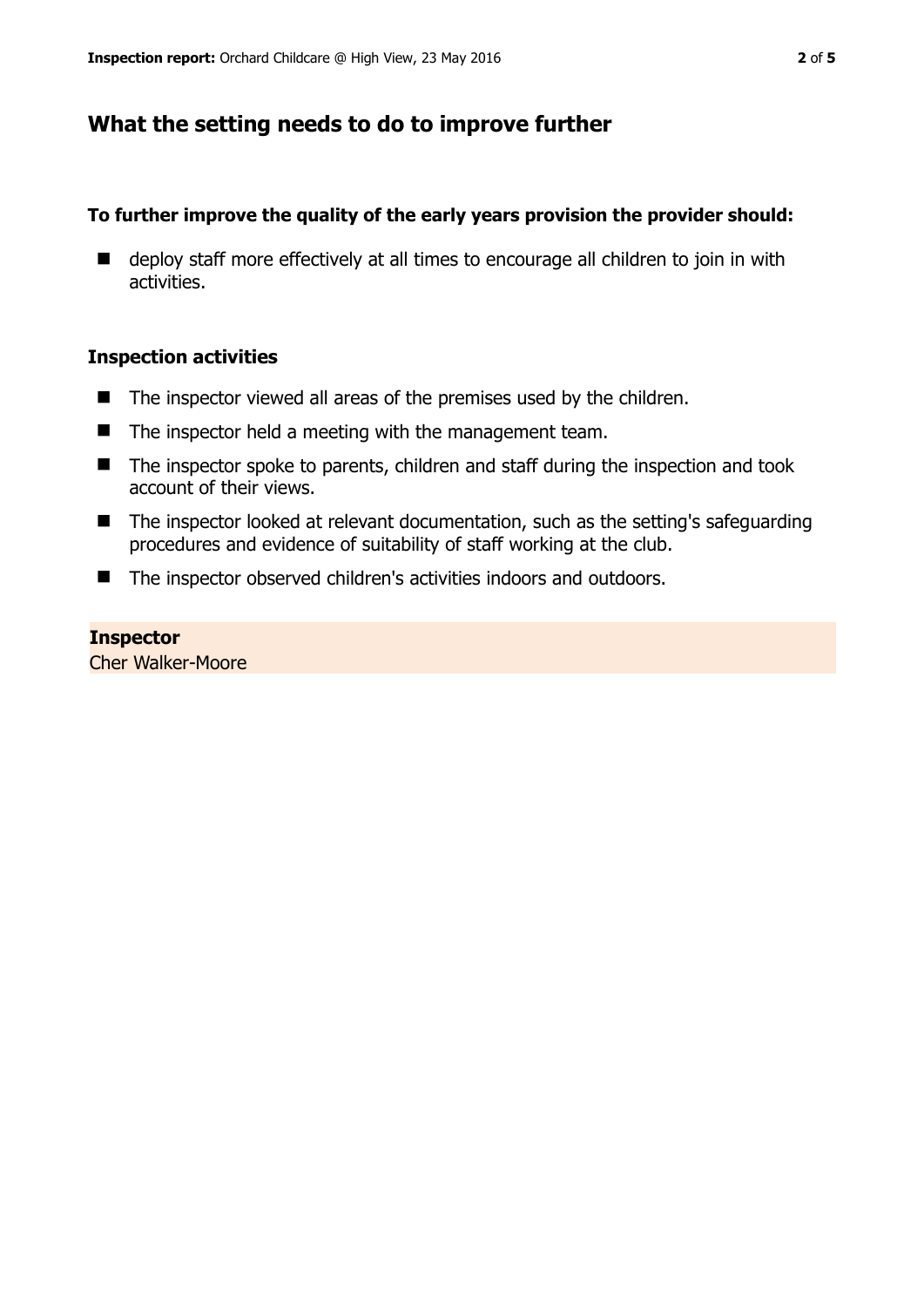## What the setting needs to do to improve further

**To further improve the quality of the early years provision the provider should:**

- deploy staff more effectively at all times to encourage all children to join in with activities.

### Inspection activities

- The inspector viewed all areas of the premises used by the children.
- The inspector held a meeting with the management team.
- The inspector spoke to parents, children and staff during the inspection and took account of their views.
- The inspector looked at relevant documentation, such as the setting's safeguarding procedures and evidence of suitability of staff working at the club.
- The inspector observed children's activities indoors and outdoors.

**Inspector**

Cher Walker-Moore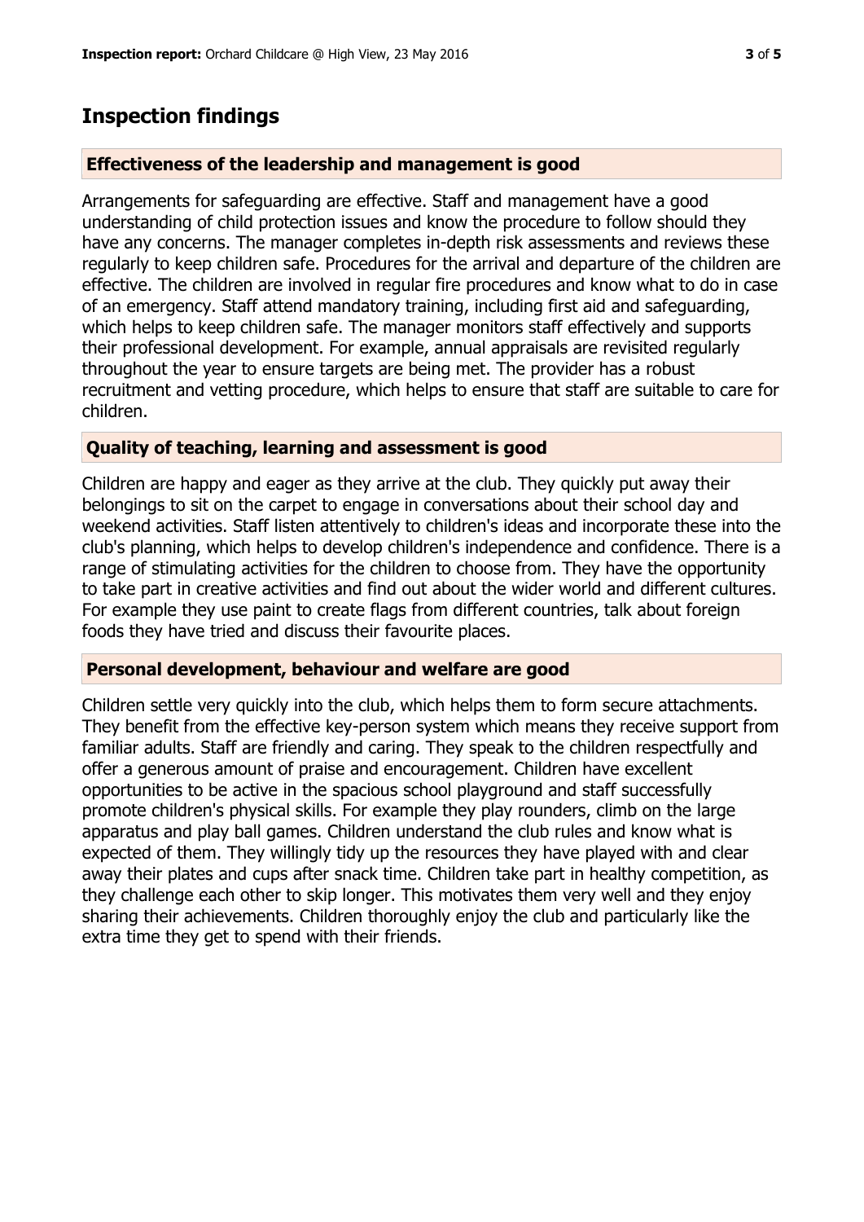## Inspection findings

### Effectiveness of the leadership and management is good

Arrangements for safeguarding are effective. Staff and management have a good understanding of child protection issues and know the procedure to follow should they have any concerns. The manager completes in-depth risk assessments and reviews these regularly to keep children safe. Procedures for the arrival and departure of the children are effective. The children are involved in regular fire procedures and know what to do in case of an emergency. Staff attend mandatory training, including first aid and safeguarding, which helps to keep children safe. The manager monitors staff effectively and supports their professional development. For example, annual appraisals are revisited regularly throughout the year to ensure targets are being met. The provider has a robust recruitment and vetting procedure, which helps to ensure that staff are suitable to care for children.

### Quality of teaching, learning and assessment is good

Children are happy and eager as they arrive at the club. They quickly put away their belongings to sit on the carpet to engage in conversations about their school day and weekend activities. Staff listen attentively to children's ideas and incorporate these into the club's planning, which helps to develop children's independence and confidence. There is a range of stimulating activities for the children to choose from. They have the opportunity to take part in creative activities and find out about the wider world and different cultures. For example they use paint to create flags from different countries, talk about foreign foods they have tried and discuss their favourite places.

### Personal development, behaviour and welfare are good

Children settle very quickly into the club, which helps them to form secure attachments. They benefit from the effective key-person system which means they receive support from familiar adults. Staff are friendly and caring. They speak to the children respectfully and offer a generous amount of praise and encouragement. Children have excellent opportunities to be active in the spacious school playground and staff successfully promote children's physical skills. For example they play rounders, climb on the large apparatus and play ball games. Children understand the club rules and know what is expected of them. They willingly tidy up the resources they have played with and clear away their plates and cups after snack time. Children take part in healthy competition, as they challenge each other to skip longer. This motivates them very well and they enjoy sharing their achievements. Children thoroughly enjoy the club and particularly like the extra time they get to spend with their friends.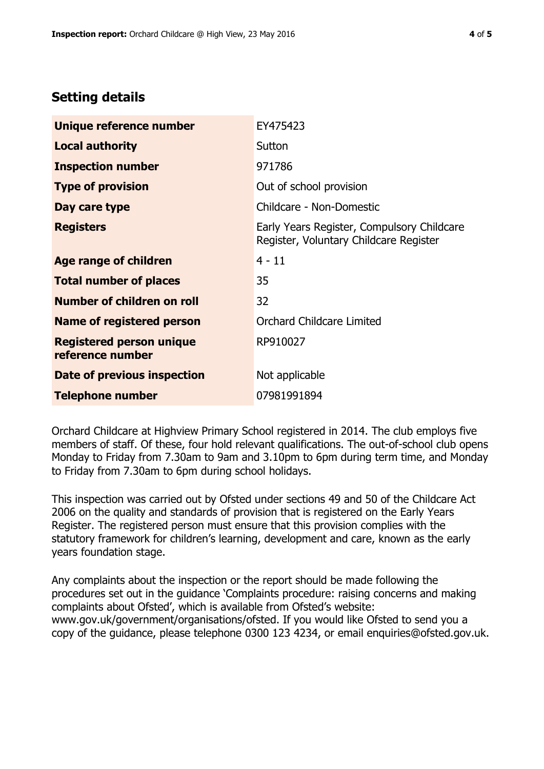## Setting details

| | |
|---|---|
| **Unique reference number** | EY475423 |
| **Local authority** | Sutton |
| **Inspection number** | 971786 |
| **Type of provision** | Out of school provision |
| **Day care type** | Childcare - Non-Domestic |
| **Registers** | Early Years Register, Compulsory Childcare Register, Voluntary Childcare Register |
| **Age range of children** | 4 - 11 |
| **Total number of places** | 35 |
| **Number of children on roll** | 32 |
| **Name of registered person** | Orchard Childcare Limited |
| **Registered person unique reference number** | RP910027 |
| **Date of previous inspection** | Not applicable |
| **Telephone number** | 07981991894 |

Orchard Childcare at Highview Primary School registered in 2014. The club employs five members of staff. Of these, four hold relevant qualifications. The out-of-school club opens Monday to Friday from 7.30am to 9am and 3.10pm to 6pm during term time, and Monday to Friday from 7.30am to 6pm during school holidays.

This inspection was carried out by Ofsted under sections 49 and 50 of the Childcare Act 2006 on the quality and standards of provision that is registered on the Early Years Register. The registered person must ensure that this provision complies with the statutory framework for children's learning, development and care, known as the early years foundation stage.

Any complaints about the inspection or the report should be made following the procedures set out in the guidance 'Complaints procedure: raising concerns and making complaints about Ofsted', which is available from Ofsted's website: www.gov.uk/government/organisations/ofsted. If you would like Ofsted to send you a copy of the guidance, please telephone 0300 123 4234, or email enquiries@ofsted.gov.uk.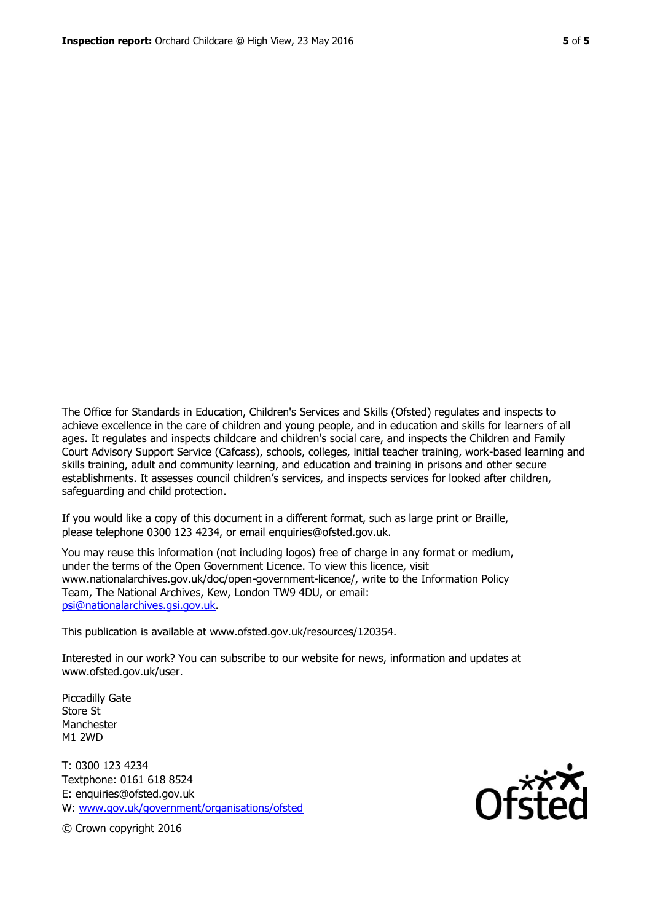The Office for Standards in Education, Children's Services and Skills (Ofsted) regulates and inspects to achieve excellence in the care of children and young people, and in education and skills for learners of all ages. It regulates and inspects childcare and children's social care, and inspects the Children and Family Court Advisory Support Service (Cafcass), schools, colleges, initial teacher training, work-based learning and skills training, adult and community learning, and education and training in prisons and other secure establishments. It assesses council children's services, and inspects services for looked after children, safeguarding and child protection.

If you would like a copy of this document in a different format, such as large print or Braille, please telephone 0300 123 4234, or email enquiries@ofsted.gov.uk.

You may reuse this information (not including logos) free of charge in any format or medium, under the terms of the Open Government Licence. To view this licence, visit www.nationalarchives.gov.uk/doc/open-government-licence/, write to the Information Policy Team, The National Archives, Kew, London TW9 4DU, or email: psi@nationalarchives.gsi.gov.uk.

This publication is available at www.ofsted.gov.uk/resources/120354.

Interested in our work? You can subscribe to our website for news, information and updates at www.ofsted.gov.uk/user.

Piccadilly Gate
Store St
Manchester
M1 2WD

T: 0300 123 4234
Textphone: 0161 618 8524
E: enquiries@ofsted.gov.uk
W: www.gov.uk/government/organisations/ofsted

Ofsted

© Crown copyright 2016